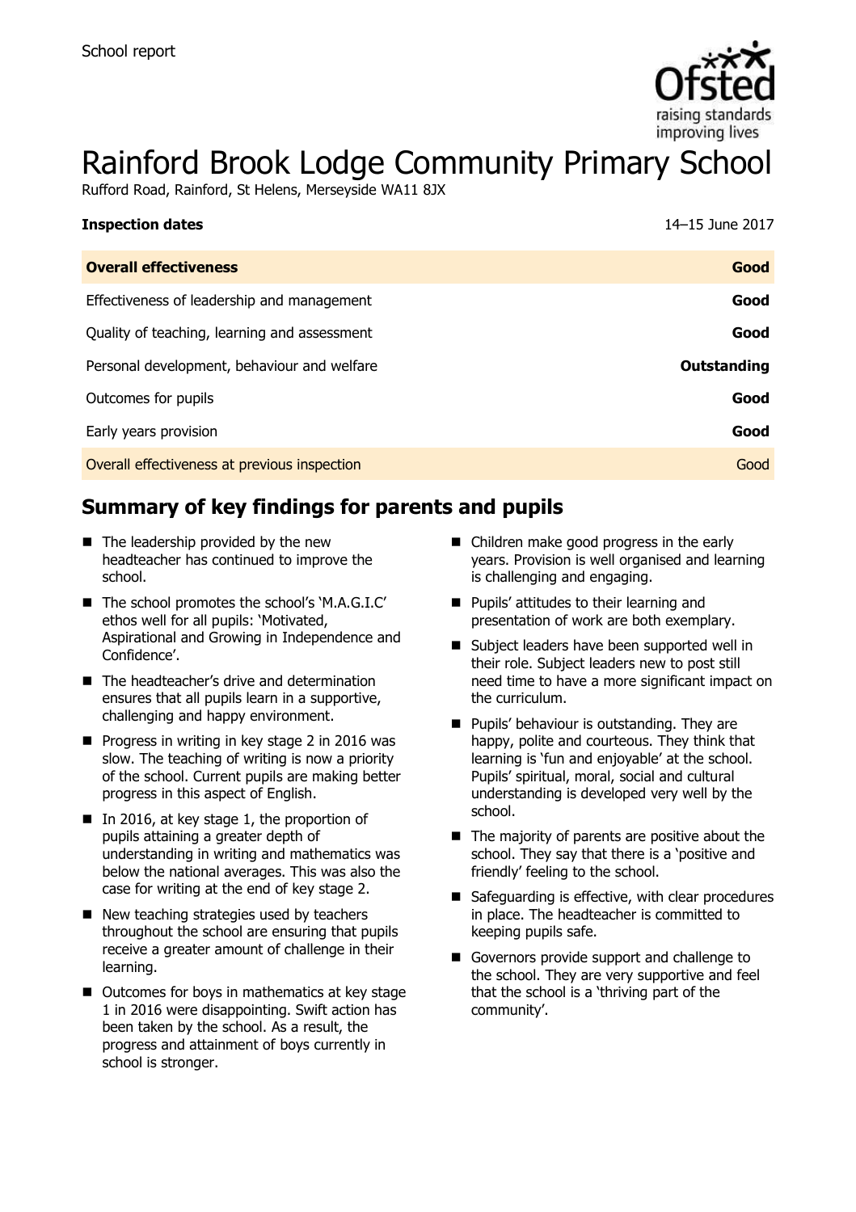School report

# Rainford Brook Lodge Community Primary School

Rufford Road, Rainford, St Helens, Merseyside WA11 8JX

**Inspection dates** 14–15 June 2017

| **Overall effectiveness** | **Good** |
|---|---|
| Effectiveness of leadership and management | **Good** |
| Quality of teaching, learning and assessment | **Good** |
| Personal development, behaviour and welfare | **Outstanding** |
| Outcomes for pupils | **Good** |
| Early years provision | **Good** |
| Overall effectiveness at previous inspection | Good |

## Summary of key findings for parents and pupils

- The leadership provided by the new headteacher has continued to improve the school.
- The school promotes the school's 'M.A.G.I.C' ethos well for all pupils: 'Motivated, Aspirational and Growing in Independence and Confidence'.
- The headteacher's drive and determination ensures that all pupils learn in a supportive, challenging and happy environment.
- Progress in writing in key stage 2 in 2016 was slow. The teaching of writing is now a priority of the school. Current pupils are making better progress in this aspect of English.
- In 2016, at key stage 1, the proportion of pupils attaining a greater depth of understanding in writing and mathematics was below the national averages. This was also the case for writing at the end of key stage 2.
- New teaching strategies used by teachers throughout the school are ensuring that pupils receive a greater amount of challenge in their learning.
- Outcomes for boys in mathematics at key stage 1 in 2016 were disappointing. Swift action has been taken by the school. As a result, the progress and attainment of boys currently in school is stronger.
- Children make good progress in the early years. Provision is well organised and learning is challenging and engaging.
- Pupils' attitudes to their learning and presentation of work are both exemplary.
- Subject leaders have been supported well in their role. Subject leaders new to post still need time to have a more significant impact on the curriculum.
- Pupils' behaviour is outstanding. They are happy, polite and courteous. They think that learning is 'fun and enjoyable' at the school. Pupils' spiritual, moral, social and cultural understanding is developed very well by the school.
- The majority of parents are positive about the school. They say that there is a 'positive and friendly' feeling to the school.
- Safeguarding is effective, with clear procedures in place. The headteacher is committed to keeping pupils safe.
- Governors provide support and challenge to the school. They are very supportive and feel that the school is a 'thriving part of the community'.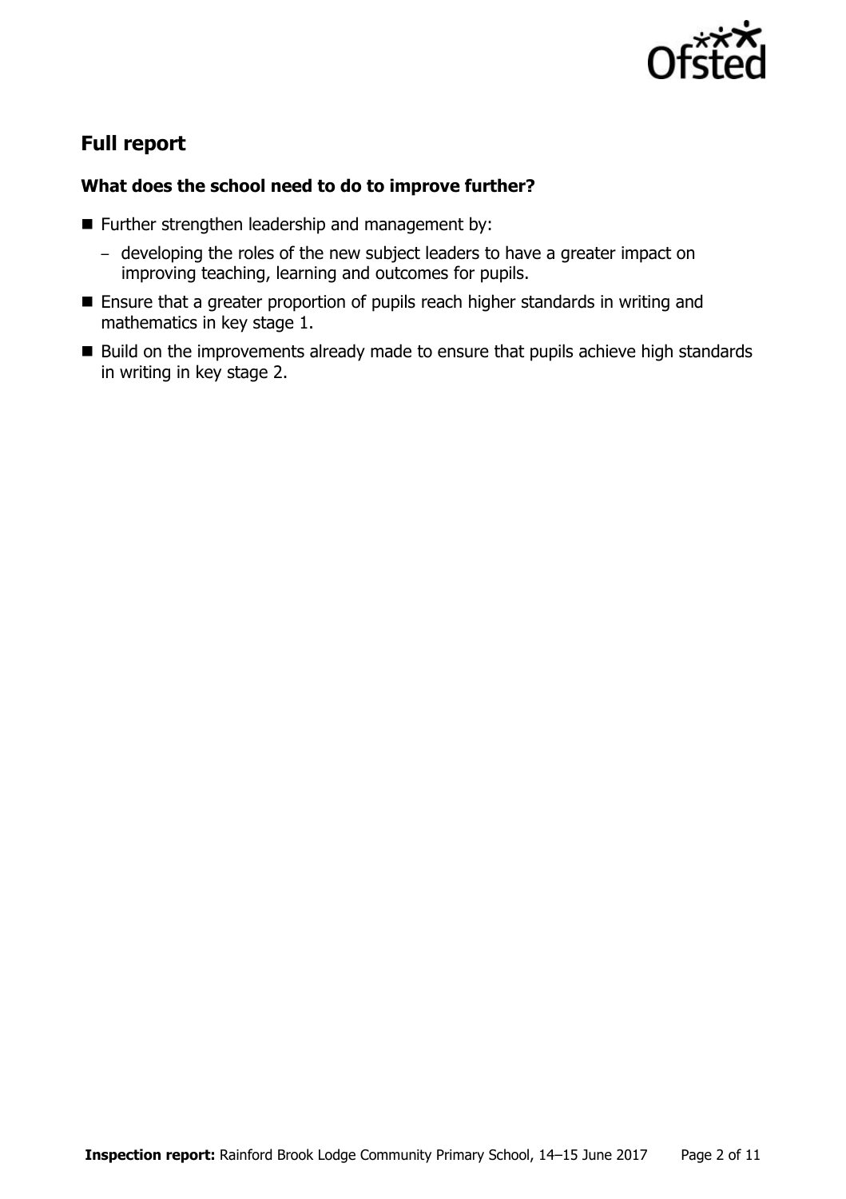## Full report

### What does the school need to do to improve further?

- Further strengthen leadership and management by:
  - developing the roles of the new subject leaders to have a greater impact on improving teaching, learning and outcomes for pupils.
- Ensure that a greater proportion of pupils reach higher standards in writing and mathematics in key stage 1.
- Build on the improvements already made to ensure that pupils achieve high standards in writing in key stage 2.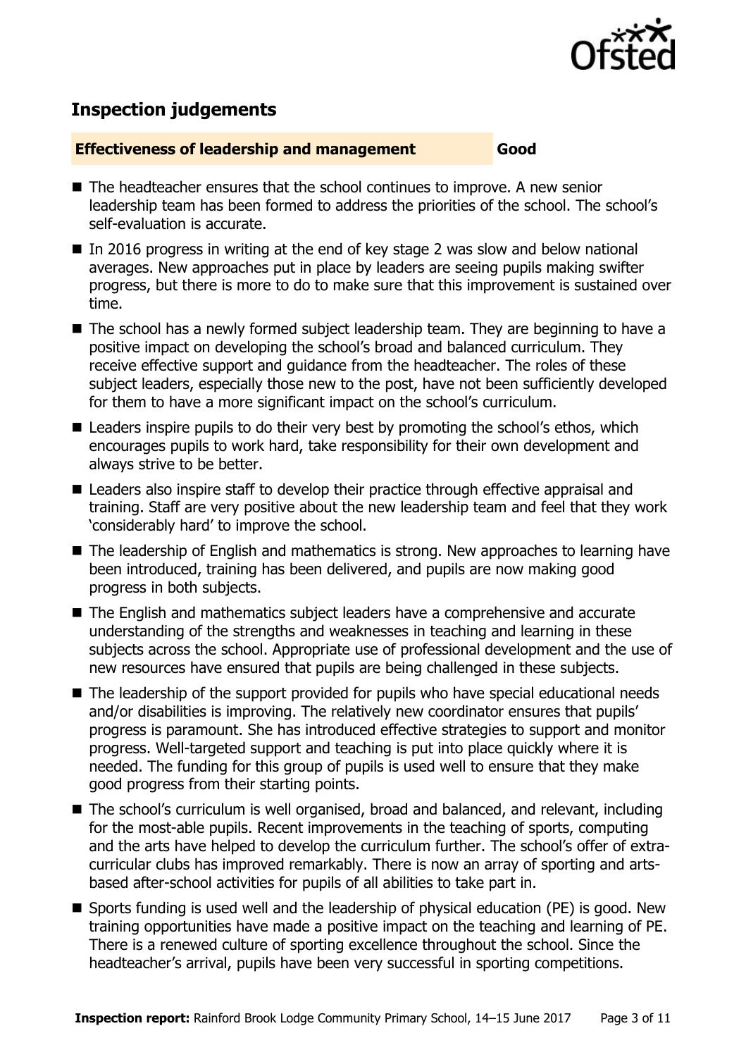## Inspection judgements

**Effectiveness of leadership and management** **Good**

- The headteacher ensures that the school continues to improve. A new senior leadership team has been formed to address the priorities of the school. The school's self-evaluation is accurate.
- In 2016 progress in writing at the end of key stage 2 was slow and below national averages. New approaches put in place by leaders are seeing pupils making swifter progress, but there is more to do to make sure that this improvement is sustained over time.
- The school has a newly formed subject leadership team. They are beginning to have a positive impact on developing the school's broad and balanced curriculum. They receive effective support and guidance from the headteacher. The roles of these subject leaders, especially those new to the post, have not been sufficiently developed for them to have a more significant impact on the school's curriculum.
- Leaders inspire pupils to do their very best by promoting the school's ethos, which encourages pupils to work hard, take responsibility for their own development and always strive to be better.
- Leaders also inspire staff to develop their practice through effective appraisal and training. Staff are very positive about the new leadership team and feel that they work 'considerably hard' to improve the school.
- The leadership of English and mathematics is strong. New approaches to learning have been introduced, training has been delivered, and pupils are now making good progress in both subjects.
- The English and mathematics subject leaders have a comprehensive and accurate understanding of the strengths and weaknesses in teaching and learning in these subjects across the school. Appropriate use of professional development and the use of new resources have ensured that pupils are being challenged in these subjects.
- The leadership of the support provided for pupils who have special educational needs and/or disabilities is improving. The relatively new coordinator ensures that pupils' progress is paramount. She has introduced effective strategies to support and monitor progress. Well-targeted support and teaching is put into place quickly where it is needed. The funding for this group of pupils is used well to ensure that they make good progress from their starting points.
- The school's curriculum is well organised, broad and balanced, and relevant, including for the most-able pupils. Recent improvements in the teaching of sports, computing and the arts have helped to develop the curriculum further. The school's offer of extra-curricular clubs has improved remarkably. There is now an array of sporting and arts-based after-school activities for pupils of all abilities to take part in.
- Sports funding is used well and the leadership of physical education (PE) is good. New training opportunities have made a positive impact on the teaching and learning of PE. There is a renewed culture of sporting excellence throughout the school. Since the headteacher's arrival, pupils have been very successful in sporting competitions.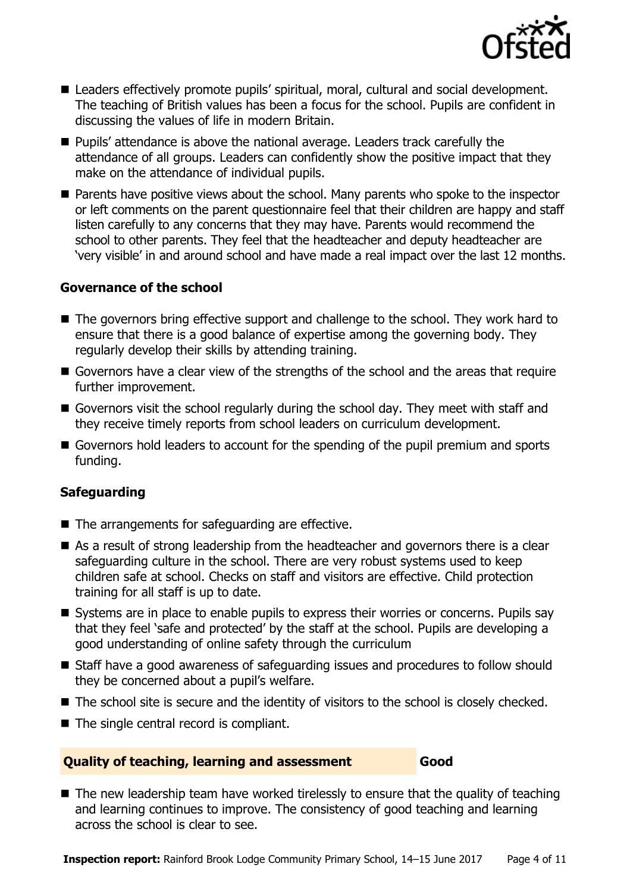- Leaders effectively promote pupils' spiritual, moral, cultural and social development. The teaching of British values has been a focus for the school. Pupils are confident in discussing the values of life in modern Britain.
- Pupils' attendance is above the national average. Leaders track carefully the attendance of all groups. Leaders can confidently show the positive impact that they make on the attendance of individual pupils.
- Parents have positive views about the school. Many parents who spoke to the inspector or left comments on the parent questionnaire feel that their children are happy and staff listen carefully to any concerns that they may have. Parents would recommend the school to other parents. They feel that the headteacher and deputy headteacher are 'very visible' in and around school and have made a real impact over the last 12 months.

### Governance of the school

- The governors bring effective support and challenge to the school. They work hard to ensure that there is a good balance of expertise among the governing body. They regularly develop their skills by attending training.
- Governors have a clear view of the strengths of the school and the areas that require further improvement.
- Governors visit the school regularly during the school day. They meet with staff and they receive timely reports from school leaders on curriculum development.
- Governors hold leaders to account for the spending of the pupil premium and sports funding.

### Safeguarding

- The arrangements for safeguarding are effective.
- As a result of strong leadership from the headteacher and governors there is a clear safeguarding culture in the school. There are very robust systems used to keep children safe at school. Checks on staff and visitors are effective. Child protection training for all staff is up to date.
- Systems are in place to enable pupils to express their worries or concerns. Pupils say that they feel 'safe and protected' by the staff at the school. Pupils are developing a good understanding of online safety through the curriculum
- Staff have a good awareness of safeguarding issues and procedures to follow should they be concerned about a pupil's welfare.
- The school site is secure and the identity of visitors to the school is closely checked.
- The single central record is compliant.

## Quality of teaching, learning and assessment — Good

- The new leadership team have worked tirelessly to ensure that the quality of teaching and learning continues to improve. The consistency of good teaching and learning across the school is clear to see.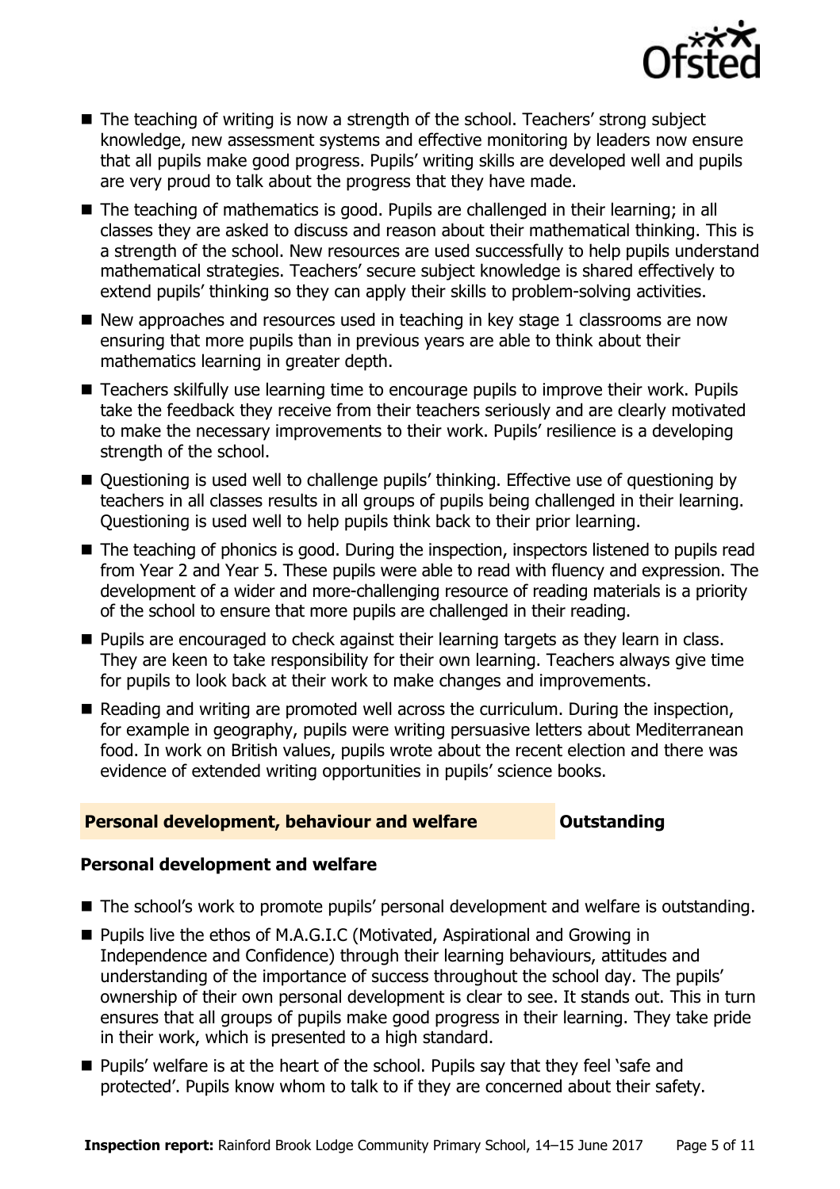- The teaching of writing is now a strength of the school. Teachers' strong subject knowledge, new assessment systems and effective monitoring by leaders now ensure that all pupils make good progress. Pupils' writing skills are developed well and pupils are very proud to talk about the progress that they have made.
- The teaching of mathematics is good. Pupils are challenged in their learning; in all classes they are asked to discuss and reason about their mathematical thinking. This is a strength of the school. New resources are used successfully to help pupils understand mathematical strategies. Teachers' secure subject knowledge is shared effectively to extend pupils' thinking so they can apply their skills to problem-solving activities.
- New approaches and resources used in teaching in key stage 1 classrooms are now ensuring that more pupils than in previous years are able to think about their mathematics learning in greater depth.
- Teachers skilfully use learning time to encourage pupils to improve their work. Pupils take the feedback they receive from their teachers seriously and are clearly motivated to make the necessary improvements to their work. Pupils' resilience is a developing strength of the school.
- Questioning is used well to challenge pupils' thinking. Effective use of questioning by teachers in all classes results in all groups of pupils being challenged in their learning. Questioning is used well to help pupils think back to their prior learning.
- The teaching of phonics is good. During the inspection, inspectors listened to pupils read from Year 2 and Year 5. These pupils were able to read with fluency and expression. The development of a wider and more-challenging resource of reading materials is a priority of the school to ensure that more pupils are challenged in their reading.
- Pupils are encouraged to check against their learning targets as they learn in class. They are keen to take responsibility for their own learning. Teachers always give time for pupils to look back at their work to make changes and improvements.
- Reading and writing are promoted well across the curriculum. During the inspection, for example in geography, pupils were writing persuasive letters about Mediterranean food. In work on British values, pupils wrote about the recent election and there was evidence of extended writing opportunities in pupils' science books.

## Personal development, behaviour and welfare — Outstanding

### Personal development and welfare

- The school's work to promote pupils' personal development and welfare is outstanding.
- Pupils live the ethos of M.A.G.I.C (Motivated, Aspirational and Growing in Independence and Confidence) through their learning behaviours, attitudes and understanding of the importance of success throughout the school day. The pupils' ownership of their own personal development is clear to see. It stands out. This in turn ensures that all groups of pupils make good progress in their learning. They take pride in their work, which is presented to a high standard.
- Pupils' welfare is at the heart of the school. Pupils say that they feel 'safe and protected'. Pupils know whom to talk to if they are concerned about their safety.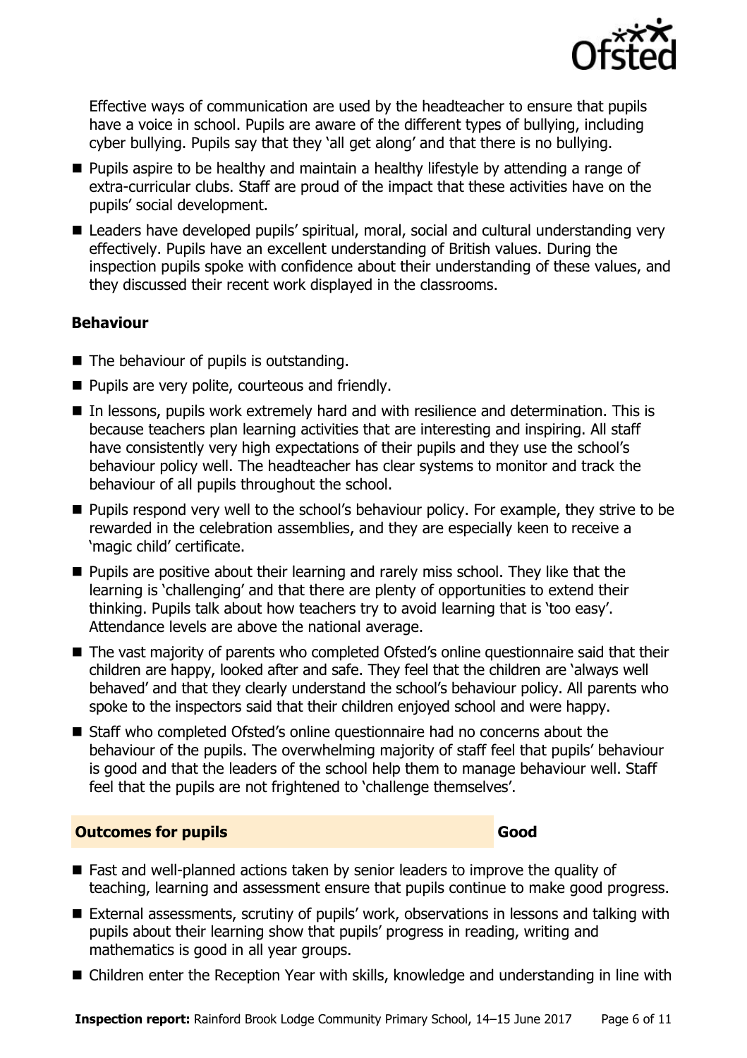Effective ways of communication are used by the headteacher to ensure that pupils have a voice in school. Pupils are aware of the different types of bullying, including cyber bullying. Pupils say that they 'all get along' and that there is no bullying.

- Pupils aspire to be healthy and maintain a healthy lifestyle by attending a range of extra-curricular clubs. Staff are proud of the impact that these activities have on the pupils' social development.
- Leaders have developed pupils' spiritual, moral, social and cultural understanding very effectively. Pupils have an excellent understanding of British values. During the inspection pupils spoke with confidence about their understanding of these values, and they discussed their recent work displayed in the classrooms.

### Behaviour

- The behaviour of pupils is outstanding.
- Pupils are very polite, courteous and friendly.
- In lessons, pupils work extremely hard and with resilience and determination. This is because teachers plan learning activities that are interesting and inspiring. All staff have consistently very high expectations of their pupils and they use the school's behaviour policy well. The headteacher has clear systems to monitor and track the behaviour of all pupils throughout the school.
- Pupils respond very well to the school's behaviour policy. For example, they strive to be rewarded in the celebration assemblies, and they are especially keen to receive a 'magic child' certificate.
- Pupils are positive about their learning and rarely miss school. They like that the learning is 'challenging' and that there are plenty of opportunities to extend their thinking. Pupils talk about how teachers try to avoid learning that is 'too easy'. Attendance levels are above the national average.
- The vast majority of parents who completed Ofsted's online questionnaire said that their children are happy, looked after and safe. They feel that the children are 'always well behaved' and that they clearly understand the school's behaviour policy. All parents who spoke to the inspectors said that their children enjoyed school and were happy.
- Staff who completed Ofsted's online questionnaire had no concerns about the behaviour of the pupils. The overwhelming majority of staff feel that pupils' behaviour is good and that the leaders of the school help them to manage behaviour well. Staff feel that the pupils are not frightened to 'challenge themselves'.

## Outcomes for pupils — Good

- Fast and well-planned actions taken by senior leaders to improve the quality of teaching, learning and assessment ensure that pupils continue to make good progress.
- External assessments, scrutiny of pupils' work, observations in lessons and talking with pupils about their learning show that pupils' progress in reading, writing and mathematics is good in all year groups.
- Children enter the Reception Year with skills, knowledge and understanding in line with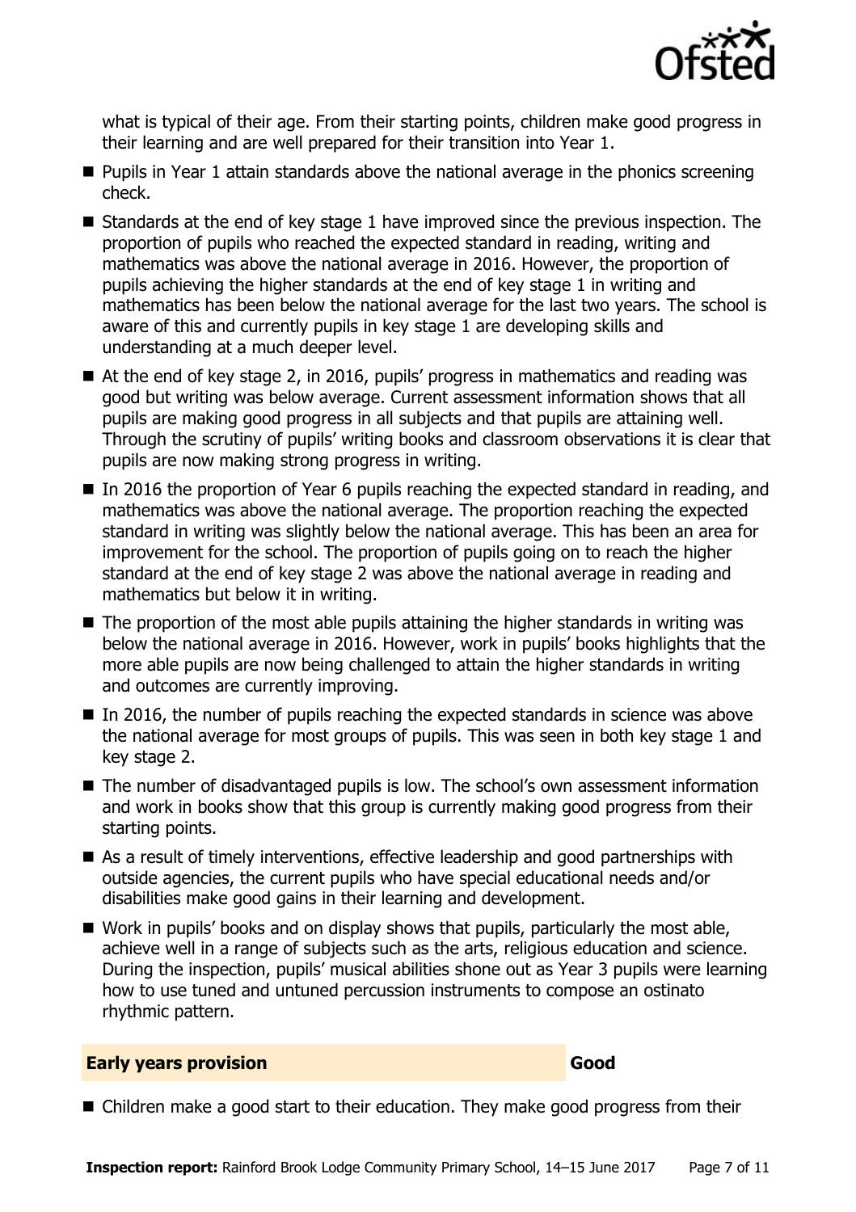what is typical of their age. From their starting points, children make good progress in their learning and are well prepared for their transition into Year 1.

- Pupils in Year 1 attain standards above the national average in the phonics screening check.
- Standards at the end of key stage 1 have improved since the previous inspection. The proportion of pupils who reached the expected standard in reading, writing and mathematics was above the national average in 2016. However, the proportion of pupils achieving the higher standards at the end of key stage 1 in writing and mathematics has been below the national average for the last two years. The school is aware of this and currently pupils in key stage 1 are developing skills and understanding at a much deeper level.
- At the end of key stage 2, in 2016, pupils' progress in mathematics and reading was good but writing was below average. Current assessment information shows that all pupils are making good progress in all subjects and that pupils are attaining well. Through the scrutiny of pupils' writing books and classroom observations it is clear that pupils are now making strong progress in writing.
- In 2016 the proportion of Year 6 pupils reaching the expected standard in reading, and mathematics was above the national average. The proportion reaching the expected standard in writing was slightly below the national average. This has been an area for improvement for the school. The proportion of pupils going on to reach the higher standard at the end of key stage 2 was above the national average in reading and mathematics but below it in writing.
- The proportion of the most able pupils attaining the higher standards in writing was below the national average in 2016. However, work in pupils' books highlights that the more able pupils are now being challenged to attain the higher standards in writing and outcomes are currently improving.
- In 2016, the number of pupils reaching the expected standards in science was above the national average for most groups of pupils. This was seen in both key stage 1 and key stage 2.
- The number of disadvantaged pupils is low. The school's own assessment information and work in books show that this group is currently making good progress from their starting points.
- As a result of timely interventions, effective leadership and good partnerships with outside agencies, the current pupils who have special educational needs and/or disabilities make good gains in their learning and development.
- Work in pupils' books and on display shows that pupils, particularly the most able, achieve well in a range of subjects such as the arts, religious education and science. During the inspection, pupils' musical abilities shone out as Year 3 pupils were learning how to use tuned and untuned percussion instruments to compose an ostinato rhythmic pattern.

## Early years provision — Good

- Children make a good start to their education. They make good progress from their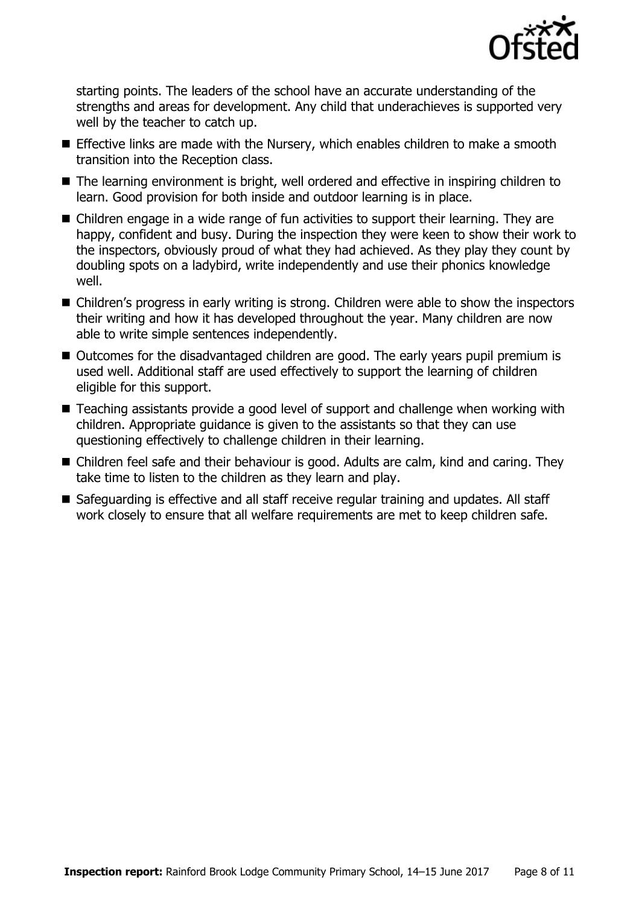starting points. The leaders of the school have an accurate understanding of the strengths and areas for development. Any child that underachieves is supported very well by the teacher to catch up.

- Effective links are made with the Nursery, which enables children to make a smooth transition into the Reception class.
- The learning environment is bright, well ordered and effective in inspiring children to learn. Good provision for both inside and outdoor learning is in place.
- Children engage in a wide range of fun activities to support their learning. They are happy, confident and busy. During the inspection they were keen to show their work to the inspectors, obviously proud of what they had achieved. As they play they count by doubling spots on a ladybird, write independently and use their phonics knowledge well.
- Children's progress in early writing is strong. Children were able to show the inspectors their writing and how it has developed throughout the year. Many children are now able to write simple sentences independently.
- Outcomes for the disadvantaged children are good. The early years pupil premium is used well. Additional staff are used effectively to support the learning of children eligible for this support.
- Teaching assistants provide a good level of support and challenge when working with children. Appropriate guidance is given to the assistants so that they can use questioning effectively to challenge children in their learning.
- Children feel safe and their behaviour is good. Adults are calm, kind and caring. They take time to listen to the children as they learn and play.
- Safeguarding is effective and all staff receive regular training and updates. All staff work closely to ensure that all welfare requirements are met to keep children safe.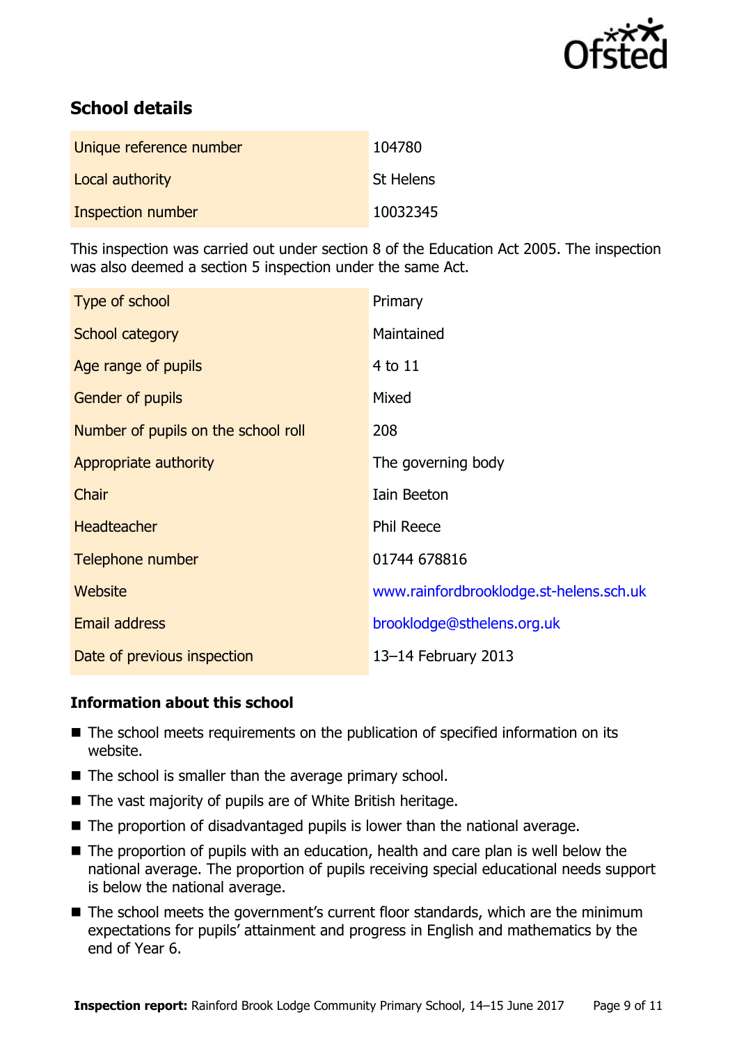## School details

| | |
|---|---|
| Unique reference number | 104780 |
| Local authority | St Helens |
| Inspection number | 10032345 |

This inspection was carried out under section 8 of the Education Act 2005. The inspection was also deemed a section 5 inspection under the same Act.

| | |
|---|---|
| Type of school | Primary |
| School category | Maintained |
| Age range of pupils | 4 to 11 |
| Gender of pupils | Mixed |
| Number of pupils on the school roll | 208 |
| Appropriate authority | The governing body |
| Chair | Iain Beeton |
| Headteacher | Phil Reece |
| Telephone number | 01744 678816 |
| Website | www.rainfordbrooklodge.st-helens.sch.uk |
| Email address | brooklodge@sthelens.org.uk |
| Date of previous inspection | 13–14 February 2013 |

### Information about this school

- The school meets requirements on the publication of specified information on its website.
- The school is smaller than the average primary school.
- The vast majority of pupils are of White British heritage.
- The proportion of disadvantaged pupils is lower than the national average.
- The proportion of pupils with an education, health and care plan is well below the national average. The proportion of pupils receiving special educational needs support is below the national average.
- The school meets the government's current floor standards, which are the minimum expectations for pupils' attainment and progress in English and mathematics by the end of Year 6.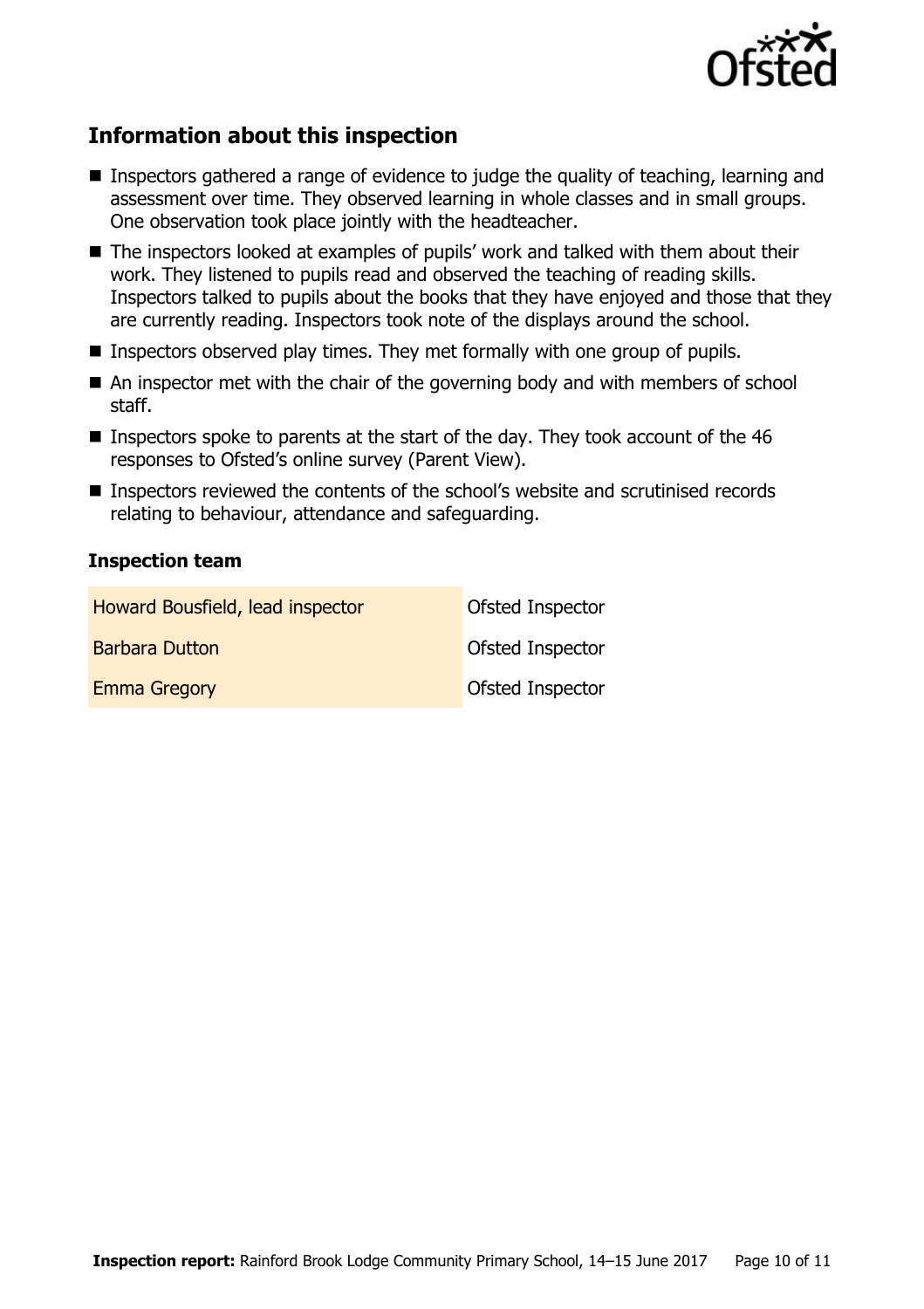## Information about this inspection

- Inspectors gathered a range of evidence to judge the quality of teaching, learning and assessment over time. They observed learning in whole classes and in small groups. One observation took place jointly with the headteacher.
- The inspectors looked at examples of pupils' work and talked with them about their work. They listened to pupils read and observed the teaching of reading skills. Inspectors talked to pupils about the books that they have enjoyed and those that they are currently reading. Inspectors took note of the displays around the school.
- Inspectors observed play times. They met formally with one group of pupils.
- An inspector met with the chair of the governing body and with members of school staff.
- Inspectors spoke to parents at the start of the day. They took account of the 46 responses to Ofsted's online survey (Parent View).
- Inspectors reviewed the contents of the school's website and scrutinised records relating to behaviour, attendance and safeguarding.

### Inspection team

| | |
|---|---|
| Howard Bousfield, lead inspector | Ofsted Inspector |
| Barbara Dutton | Ofsted Inspector |
| Emma Gregory | Ofsted Inspector |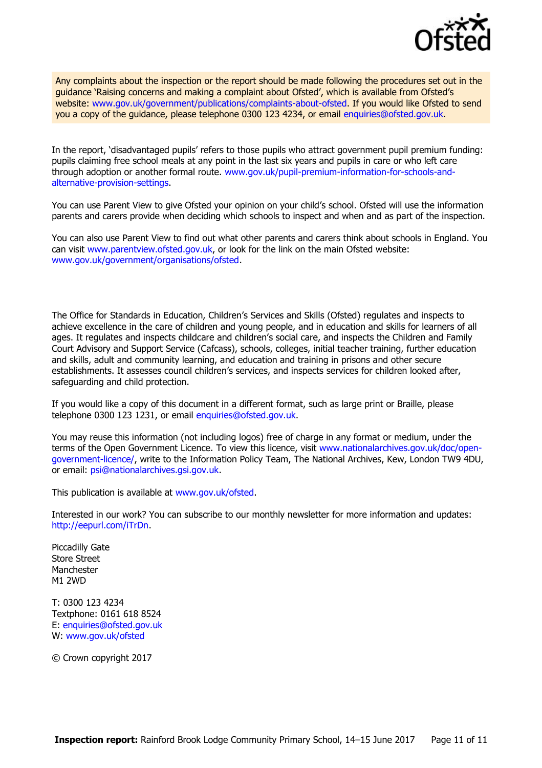Any complaints about the inspection or the report should be made following the procedures set out in the guidance 'Raising concerns and making a complaint about Ofsted', which is available from Ofsted's website: www.gov.uk/government/publications/complaints-about-ofsted. If you would like Ofsted to send you a copy of the guidance, please telephone 0300 123 4234, or email enquiries@ofsted.gov.uk.

In the report, 'disadvantaged pupils' refers to those pupils who attract government pupil premium funding: pupils claiming free school meals at any point in the last six years and pupils in care or who left care through adoption or another formal route. www.gov.uk/pupil-premium-information-for-schools-and-alternative-provision-settings.

You can use Parent View to give Ofsted your opinion on your child's school. Ofsted will use the information parents and carers provide when deciding which schools to inspect and when and as part of the inspection.

You can also use Parent View to find out what other parents and carers think about schools in England. You can visit www.parentview.ofsted.gov.uk, or look for the link on the main Ofsted website: www.gov.uk/government/organisations/ofsted.

The Office for Standards in Education, Children's Services and Skills (Ofsted) regulates and inspects to achieve excellence in the care of children and young people, and in education and skills for learners of all ages. It regulates and inspects childcare and children's social care, and inspects the Children and Family Court Advisory and Support Service (Cafcass), schools, colleges, initial teacher training, further education and skills, adult and community learning, and education and training in prisons and other secure establishments. It assesses council children's services, and inspects services for children looked after, safeguarding and child protection.

If you would like a copy of this document in a different format, such as large print or Braille, please telephone 0300 123 1231, or email enquiries@ofsted.gov.uk.

You may reuse this information (not including logos) free of charge in any format or medium, under the terms of the Open Government Licence. To view this licence, visit www.nationalarchives.gov.uk/doc/open-government-licence/, write to the Information Policy Team, The National Archives, Kew, London TW9 4DU, or email: psi@nationalarchives.gsi.gov.uk.

This publication is available at www.gov.uk/ofsted.

Interested in our work? You can subscribe to our monthly newsletter for more information and updates: http://eepurl.com/iTrDn.

Piccadilly Gate
Store Street
Manchester
M1 2WD

T: 0300 123 4234
Textphone: 0161 618 8524
E: enquiries@ofsted.gov.uk
W: www.gov.uk/ofsted

© Crown copyright 2017